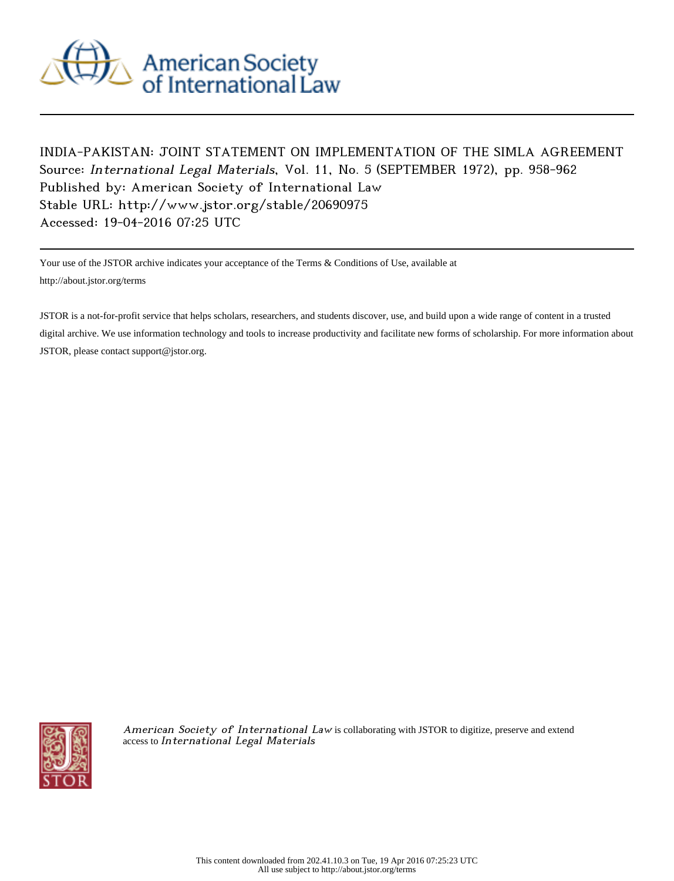American Society of International Law

INDIA-PAKISTAN: JOINT STATEMENT ON IMPLEMENTATION OF THE SIMLA AGREEMENT
Source: *International Legal Materials*, Vol. 11, No. 5 (SEPTEMBER 1972), pp. 958-962
Published by: American Society of International Law
Stable URL: http://www.jstor.org/stable/20690975
Accessed: 19-04-2016 07:25 UTC

Your use of the JSTOR archive indicates your acceptance of the Terms & Conditions of Use, available at http://about.jstor.org/terms

JSTOR is a not-for-profit service that helps scholars, researchers, and students discover, use, and build upon a wide range of content in a trusted digital archive. We use information technology and tools to increase productivity and facilitate new forms of scholarship. For more information about JSTOR, please contact support@jstor.org.

*American Society of International Law* is collaborating with JSTOR to digitize, preserve and extend access to *International Legal Materials*

This content downloaded from 202.41.10.3 on Tue, 19 Apr 2016 07:25:23 UTC
All use subject to http://about.jstor.org/terms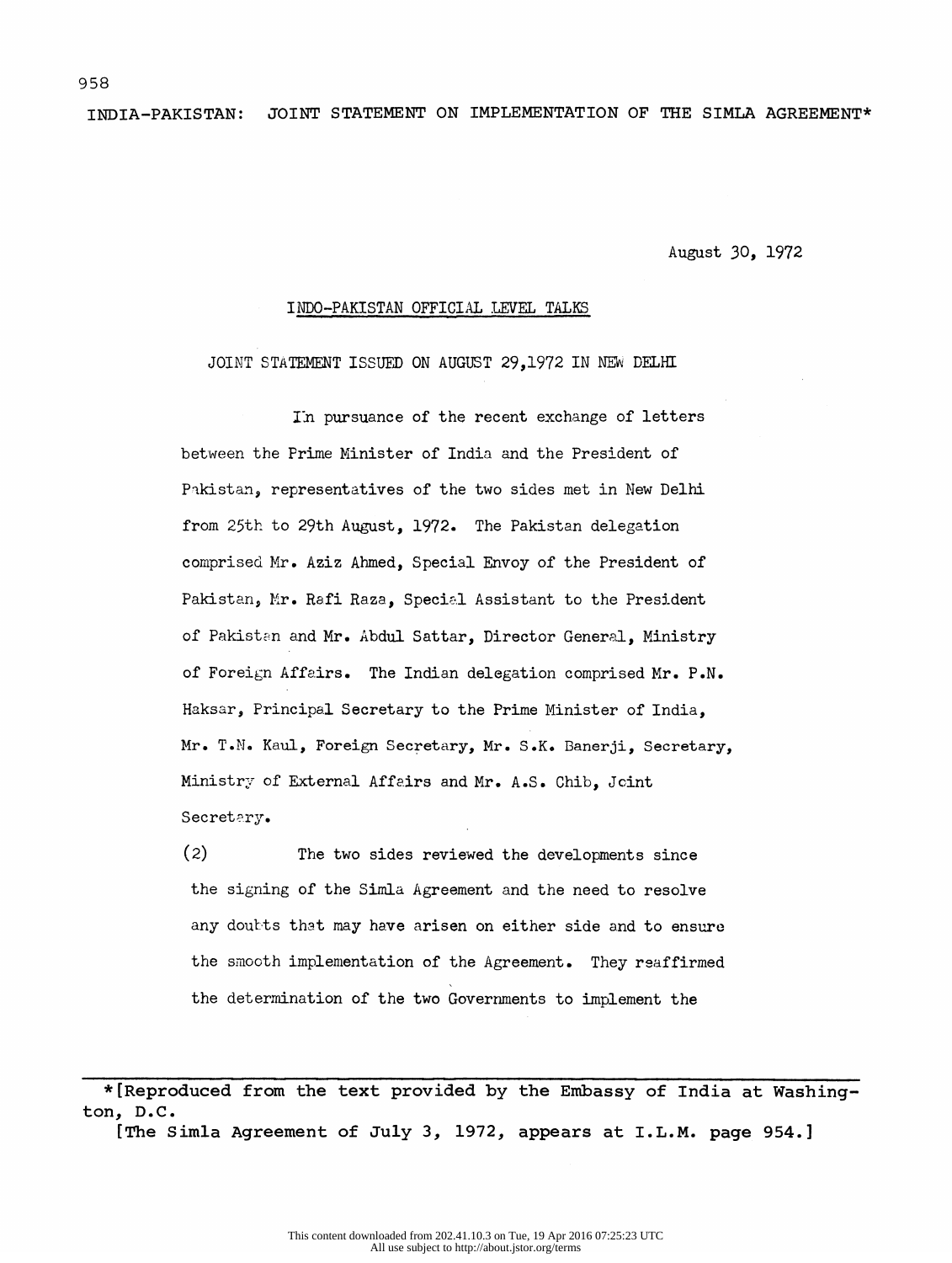# INDIA-PAKISTAN: JOINT STATEMENT ON IMPLEMENTATION OF THE SIMLA AGREEMENT*

August 30, 1972

## INDO-PAKISTAN OFFICIAL LEVEL TALKS

### JOINT STATEMENT ISSUED ON AUGUST 29,1972 IN NEW DELHI

In pursuance of the recent exchange of letters between the Prime Minister of India and the President of Pakistan, representatives of the two sides met in New Delhi from 25th to 29th August, 1972. The Pakistan delegation comprised Mr. Aziz Ahmed, Special Envoy of the President of Pakistan, Mr. Rafi Raza, Special Assistant to the President of Pakistan and Mr. Abdul Sattar, Director General, Ministry of Foreign Affairs. The Indian delegation comprised Mr. P.N. Haksar, Principal Secretary to the Prime Minister of India, Mr. T.N. Kaul, Foreign Secretary, Mr. S.K. Banerji, Secretary, Ministry of External Affairs and Mr. A.S. Chib, Joint Secretary.

(2) The two sides reviewed the developments since the signing of the Simla Agreement and the need to resolve any doubts that may have arisen on either side and to ensure the smooth implementation of the Agreement. They reaffirmed the determination of the two Governments to implement the

---

*[Reproduced from the text provided by the Embassy of India at Washington, D.C.

[The Simla Agreement of July 3, 1972, appears at I.L.M. page 954.]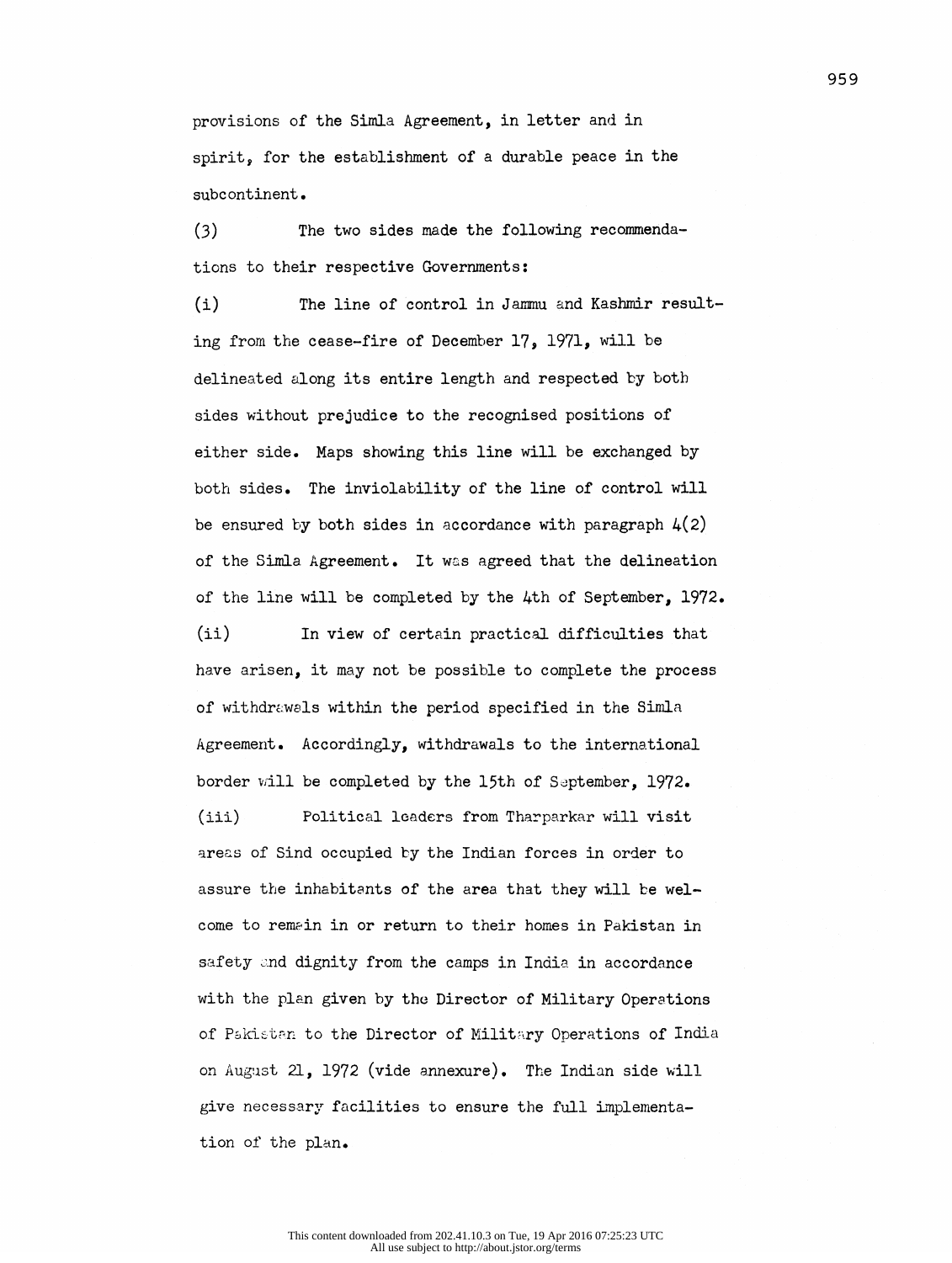provisions of the Simla Agreement, in letter and in spirit, for the establishment of a durable peace in the subcontinent.

(3) The two sides made the following recommendations to their respective Governments:

(i) The line of control in Jammu and Kashmir resulting from the cease-fire of December 17, 1971, will be delineated along its entire length and respected by both sides without prejudice to the recognised positions of either side. Maps showing this line will be exchanged by both sides. The inviolability of the line of control will be ensured by both sides in accordance with paragraph 4(2) of the Simla Agreement. It was agreed that the delineation of the line will be completed by the 4th of September, 1972.

(ii) In view of certain practical difficulties that have arisen, it may not be possible to complete the process of withdrawals within the period specified in the Simla Agreement. Accordingly, withdrawals to the international border will be completed by the 15th of September, 1972.

(iii) Political leaders from Tharparkar will visit areas of Sind occupied by the Indian forces in order to assure the inhabitants of the area that they will be welcome to remain in or return to their homes in Pakistan in safety and dignity from the camps in India in accordance with the plan given by the Director of Military Operations of Pakistan to the Director of Military Operations of India on August 21, 1972 (vide annexure). The Indian side will give necessary facilities to ensure the full implementation of the plan.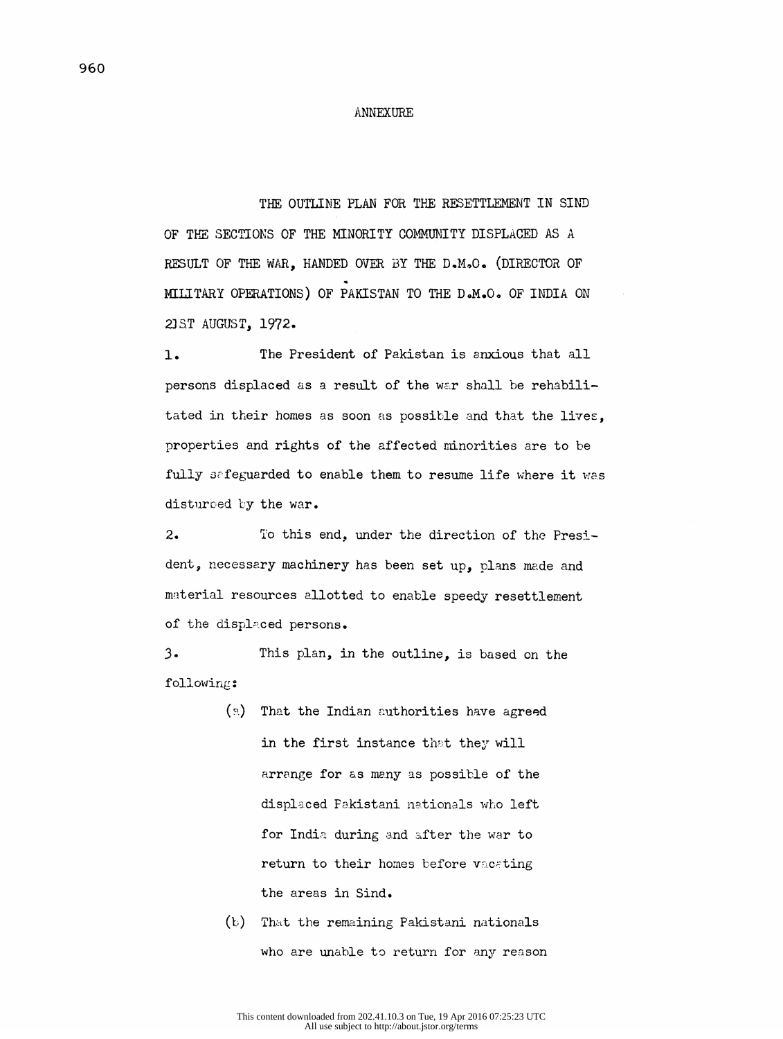ANNEXURE

THE OUTLINE PLAN FOR THE RESETTLEMENT IN SIND OF THE SECTIONS OF THE MINORITY COMMUNITY DISPLACED AS A RESULT OF THE WAR, HANDED OVER BY THE D.M.O. (DIRECTOR OF MILITARY OPERATIONS) OF PAKISTAN TO THE D.M.O. OF INDIA ON 21ST AUGUST, 1972.

1. The President of Pakistan is anxious that all persons displaced as a result of the war shall be rehabilitated in their homes as soon as possible and that the lives, properties and rights of the affected minorities are to be fully safeguarded to enable them to resume life where it was disturbed by the war.

2. To this end, under the direction of the President, necessary machinery has been set up, plans made and material resources allotted to enable speedy resettlement of the displaced persons.

3. This plan, in the outline, is based on the following:

(a) That the Indian authorities have agreed in the first instance that they will arrange for as many as possible of the displaced Pakistani nationals who left for India during and after the war to return to their homes before vacating the areas in Sind.

(b) That the remaining Pakistani nationals who are unable to return for any reason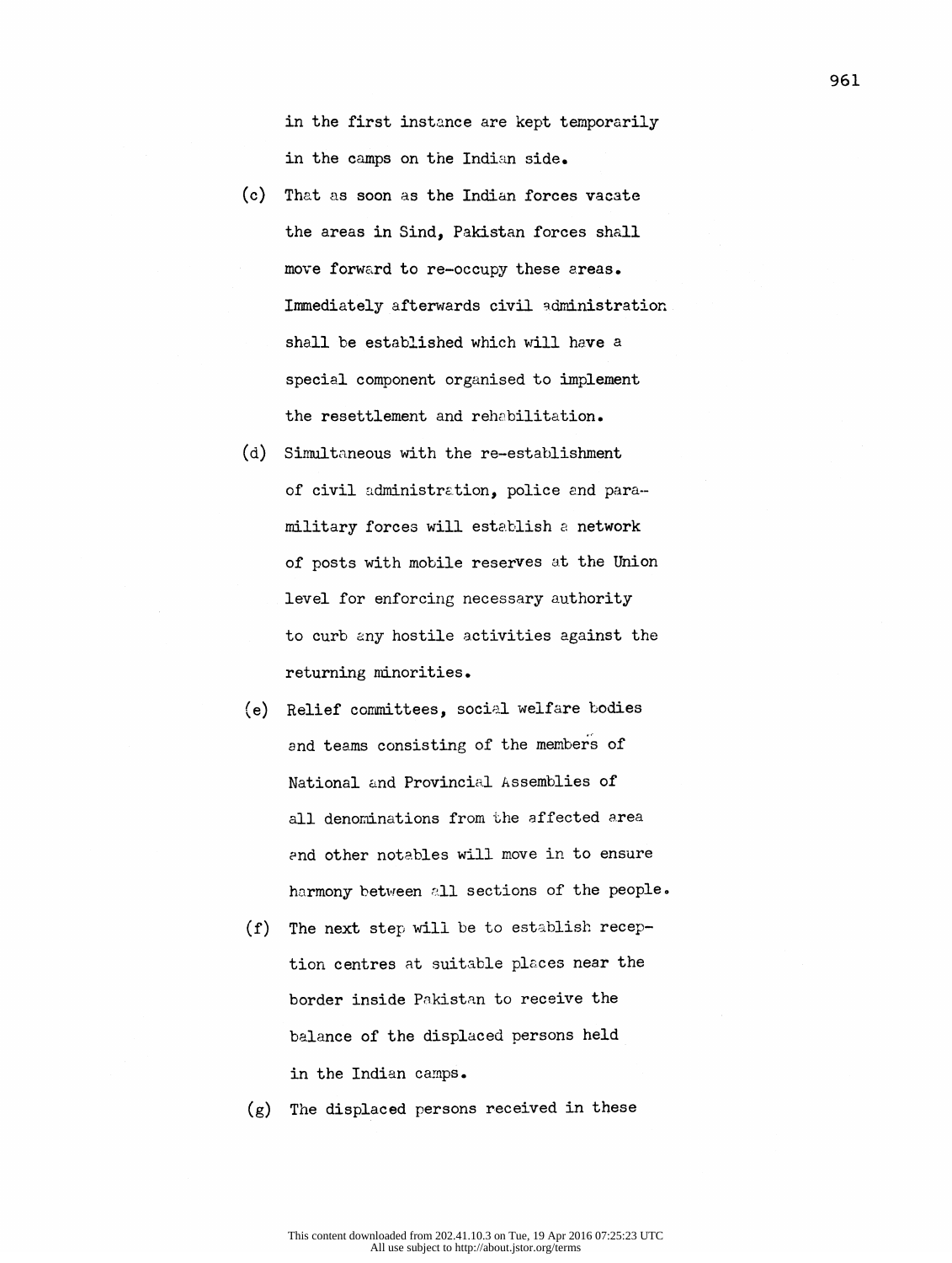in the first instance are kept temporarily in the camps on the Indian side.

(c) That as soon as the Indian forces vacate the areas in Sind, Pakistan forces shall move forward to re-occupy these areas. Immediately afterwards civil administration shall be established which will have a special component organised to implement the resettlement and rehabilitation.

(d) Simultaneous with the re-establishment of civil administration, police and para-military forces will establish a network of posts with mobile reserves at the Union level for enforcing necessary authority to curb any hostile activities against the returning minorities.

(e) Relief committees, social welfare bodies and teams consisting of the members of National and Provincial Assemblies of all denominations from the affected area and other notables will move in to ensure harmony between all sections of the people.

(f) The next step will be to establish reception centres at suitable places near the border inside Pakistan to receive the balance of the displaced persons held in the Indian camps.

(g) The displaced persons received in these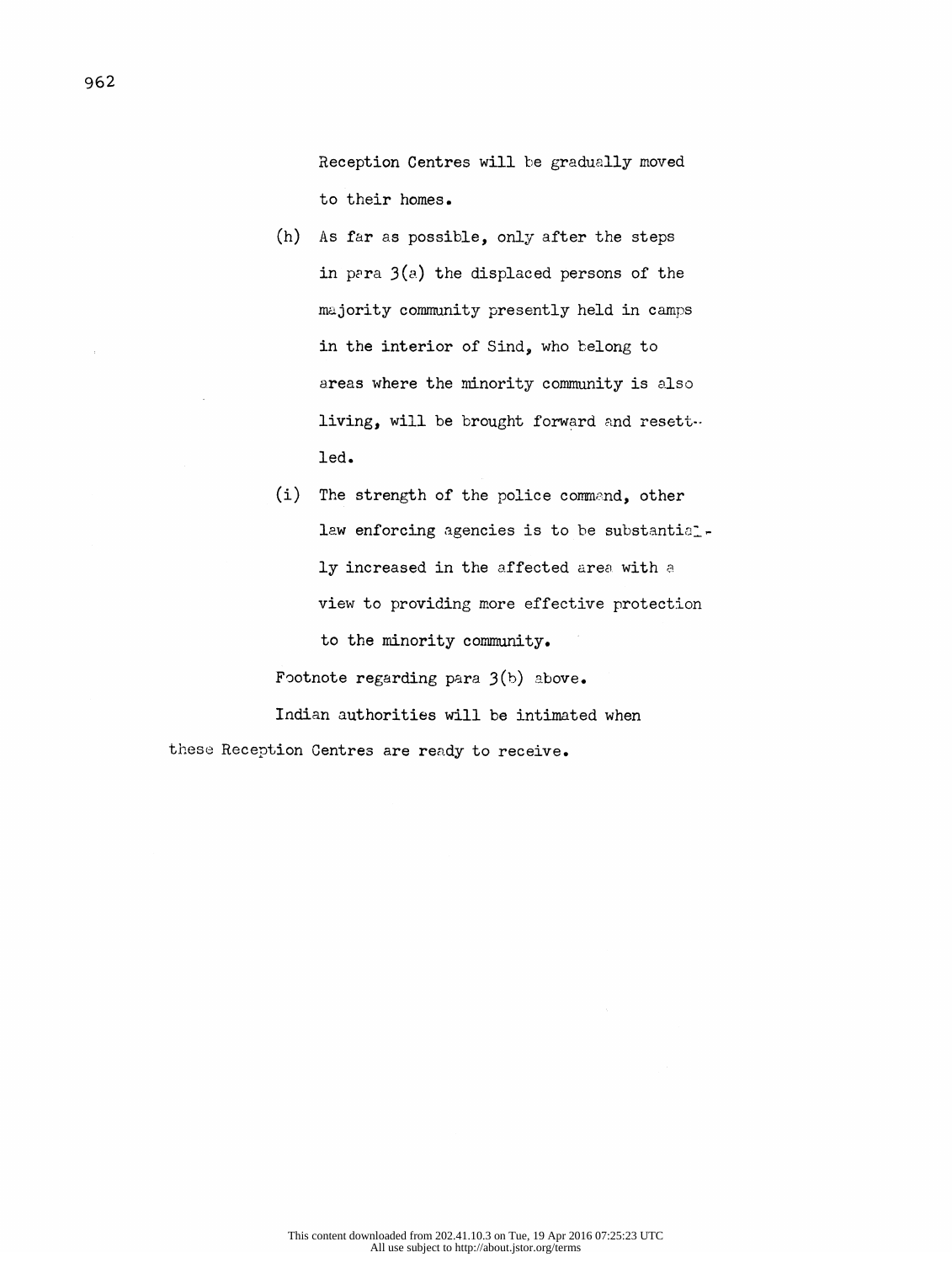Reception Centres will be gradually moved to their homes.

(h) As far as possible, only after the steps in para 3(a) the displaced persons of the majority community presently held in camps in the interior of Sind, who belong to areas where the minority community is also living, will be brought forward and resettled.

(i) The strength of the police command, other law enforcing agencies is to be substantially increased in the affected area with a view to providing more effective protection to the minority community.

Footnote regarding para 3(b) above.

Indian authorities will be intimated when these Reception Centres are ready to receive.